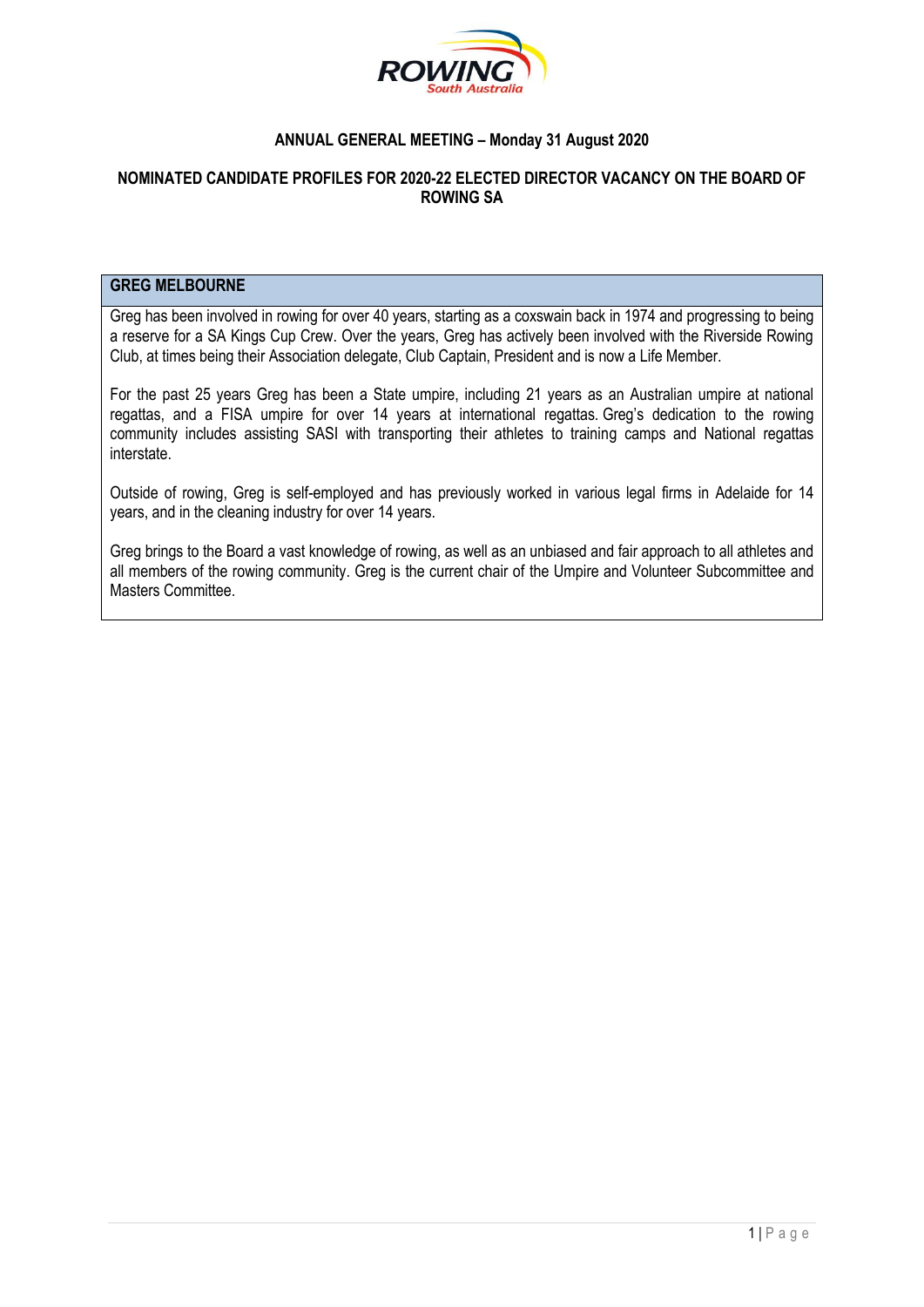ROWING South Australia

**ANNUAL GENERAL MEETING – Monday 31 August 2020**

**NOMINATED CANDIDATE PROFILES FOR 2020-22 ELECTED DIRECTOR VACANCY ON THE BOARD OF ROWING SA**

## GREG MELBOURNE

Greg has been involved in rowing for over 40 years, starting as a coxswain back in 1974 and progressing to being a reserve for a SA Kings Cup Crew. Over the years, Greg has actively been involved with the Riverside Rowing Club, at times being their Association delegate, Club Captain, President and is now a Life Member.

For the past 25 years Greg has been a State umpire, including 21 years as an Australian umpire at national regattas, and a FISA umpire for over 14 years at international regattas. Greg's dedication to the rowing community includes assisting SASI with transporting their athletes to training camps and National regattas interstate.

Outside of rowing, Greg is self-employed and has previously worked in various legal firms in Adelaide for 14 years, and in the cleaning industry for over 14 years.

Greg brings to the Board a vast knowledge of rowing, as well as an unbiased and fair approach to all athletes and all members of the rowing community. Greg is the current chair of the Umpire and Volunteer Subcommittee and Masters Committee.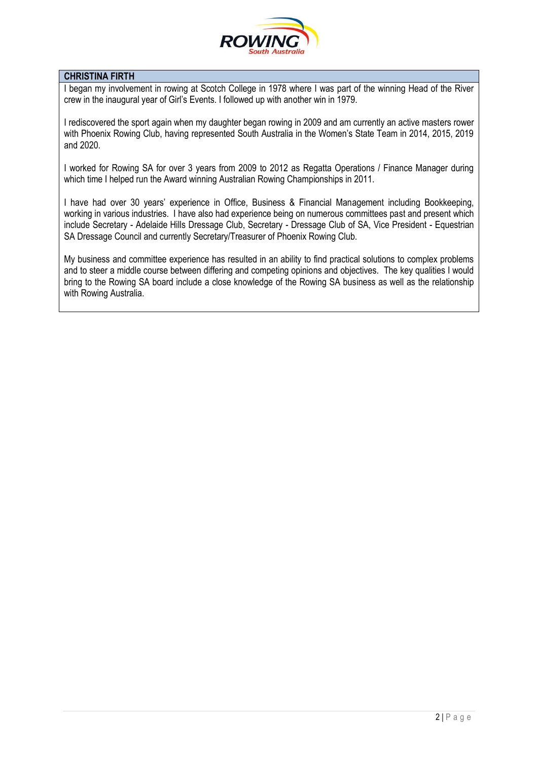## CHRISTINA FIRTH

I began my involvement in rowing at Scotch College in 1978 where I was part of the winning Head of the River crew in the inaugural year of Girl's Events. I followed up with another win in 1979.

I rediscovered the sport again when my daughter began rowing in 2009 and am currently an active masters rower with Phoenix Rowing Club, having represented South Australia in the Women's State Team in 2014, 2015, 2019 and 2020.

I worked for Rowing SA for over 3 years from 2009 to 2012 as Regatta Operations / Finance Manager during which time I helped run the Award winning Australian Rowing Championships in 2011.

I have had over 30 years' experience in Office, Business & Financial Management including Bookkeeping, working in various industries. I have also had experience being on numerous committees past and present which include Secretary - Adelaide Hills Dressage Club, Secretary - Dressage Club of SA, Vice President - Equestrian SA Dressage Council and currently Secretary/Treasurer of Phoenix Rowing Club.

My business and committee experience has resulted in an ability to find practical solutions to complex problems and to steer a middle course between differing and competing opinions and objectives. The key qualities I would bring to the Rowing SA board include a close knowledge of the Rowing SA business as well as the relationship with Rowing Australia.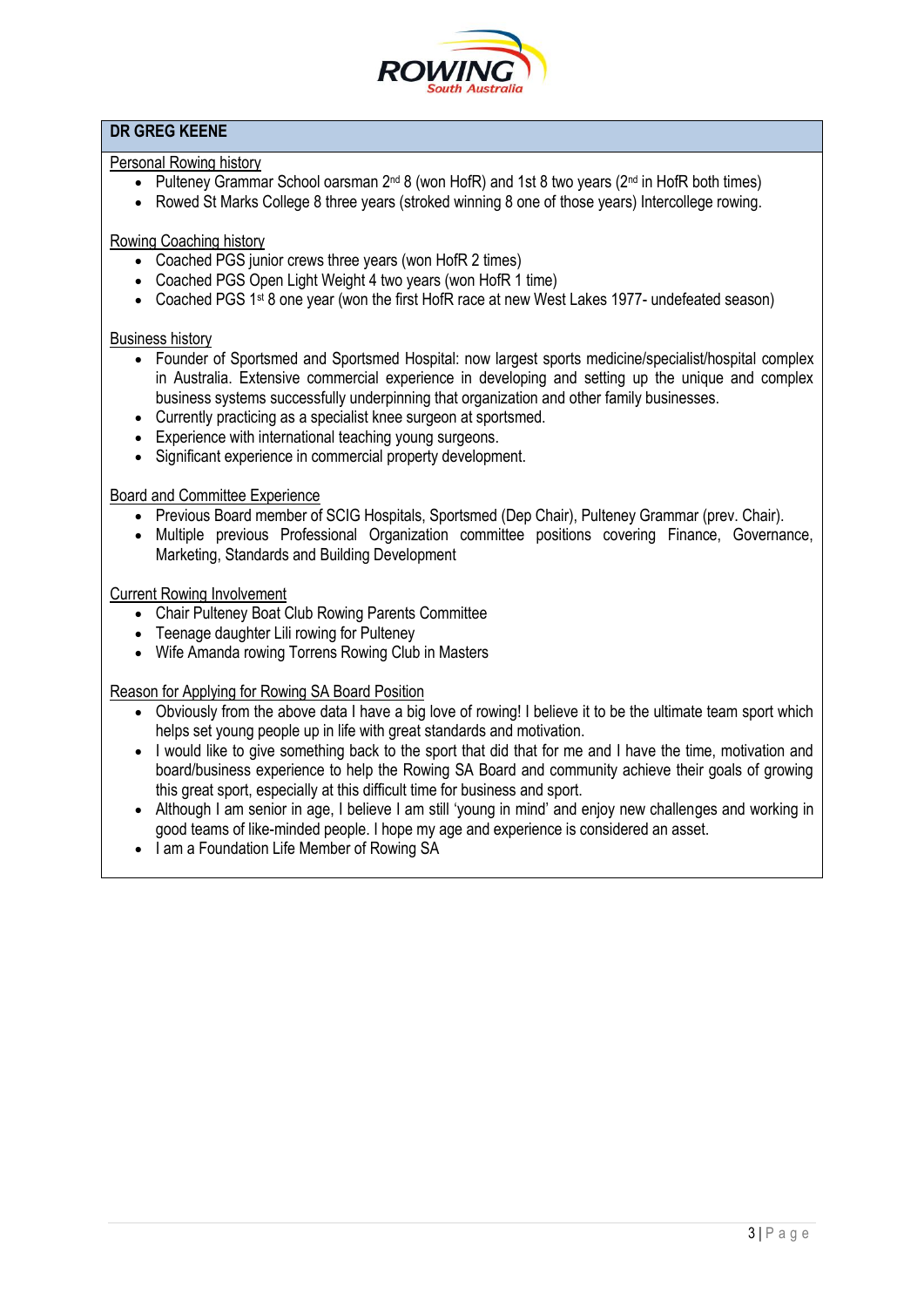## DR GREG KEENE

Personal Rowing history

- Pulteney Grammar School oarsman 2nd 8 (won HofR) and 1st 8 two years (2nd in HofR both times)
- Rowed St Marks College 8 three years (stroked winning 8 one of those years) Intercollege rowing.

Rowing Coaching history

- Coached PGS junior crews three years (won HofR 2 times)
- Coached PGS Open Light Weight 4 two years (won HofR 1 time)
- Coached PGS 1st 8 one year (won the first HofR race at new West Lakes 1977- undefeated season)

Business history

- Founder of Sportsmed and Sportsmed Hospital: now largest sports medicine/specialist/hospital complex in Australia. Extensive commercial experience in developing and setting up the unique and complex business systems successfully underpinning that organization and other family businesses.
- Currently practicing as a specialist knee surgeon at sportsmed.
- Experience with international teaching young surgeons.
- Significant experience in commercial property development.

Board and Committee Experience

- Previous Board member of SCIG Hospitals, Sportsmed (Dep Chair), Pulteney Grammar (prev. Chair).
- Multiple previous Professional Organization committee positions covering Finance, Governance, Marketing, Standards and Building Development

Current Rowing Involvement

- Chair Pulteney Boat Club Rowing Parents Committee
- Teenage daughter Lili rowing for Pulteney
- Wife Amanda rowing Torrens Rowing Club in Masters

Reason for Applying for Rowing SA Board Position

- Obviously from the above data I have a big love of rowing! I believe it to be the ultimate team sport which helps set young people up in life with great standards and motivation.
- I would like to give something back to the sport that did that for me and I have the time, motivation and board/business experience to help the Rowing SA Board and community achieve their goals of growing this great sport, especially at this difficult time for business and sport.
- Although I am senior in age, I believe I am still 'young in mind' and enjoy new challenges and working in good teams of like-minded people. I hope my age and experience is considered an asset.
- I am a Foundation Life Member of Rowing SA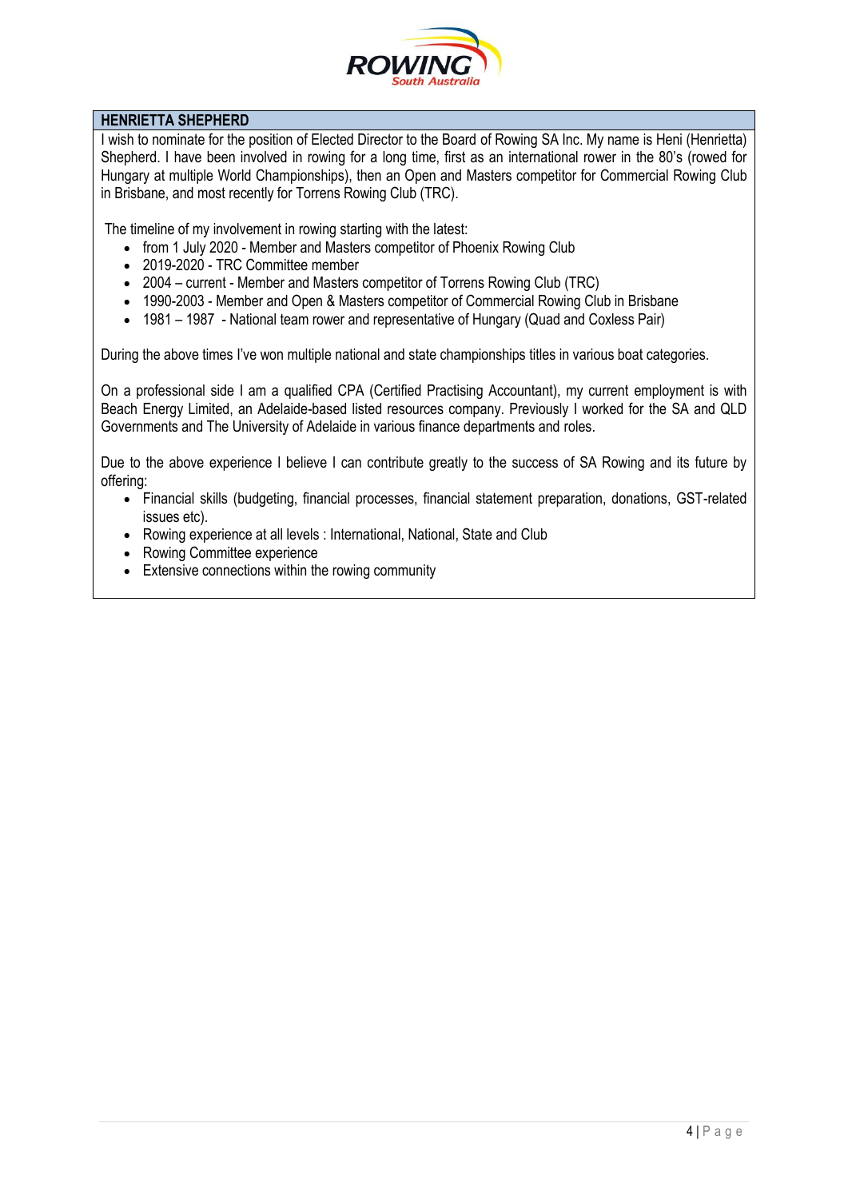## HENRIETTA SHEPHERD

I wish to nominate for the position of Elected Director to the Board of Rowing SA Inc. My name is Heni (Henrietta) Shepherd. I have been involved in rowing for a long time, first as an international rower in the 80's (rowed for Hungary at multiple World Championships), then an Open and Masters competitor for Commercial Rowing Club in Brisbane, and most recently for Torrens Rowing Club (TRC).

The timeline of my involvement in rowing starting with the latest:

- from 1 July 2020 - Member and Masters competitor of Phoenix Rowing Club
- 2019-2020 - TRC Committee member
- 2004 – current - Member and Masters competitor of Torrens Rowing Club (TRC)
- 1990-2003 - Member and Open & Masters competitor of Commercial Rowing Club in Brisbane
- 1981 – 1987 - National team rower and representative of Hungary (Quad and Coxless Pair)

During the above times I've won multiple national and state championships titles in various boat categories.

On a professional side I am a qualified CPA (Certified Practising Accountant), my current employment is with Beach Energy Limited, an Adelaide-based listed resources company. Previously I worked for the SA and QLD Governments and The University of Adelaide in various finance departments and roles.

Due to the above experience I believe I can contribute greatly to the success of SA Rowing and its future by offering:

- Financial skills (budgeting, financial processes, financial statement preparation, donations, GST-related issues etc).
- Rowing experience at all levels : International, National, State and Club
- Rowing Committee experience
- Extensive connections within the rowing community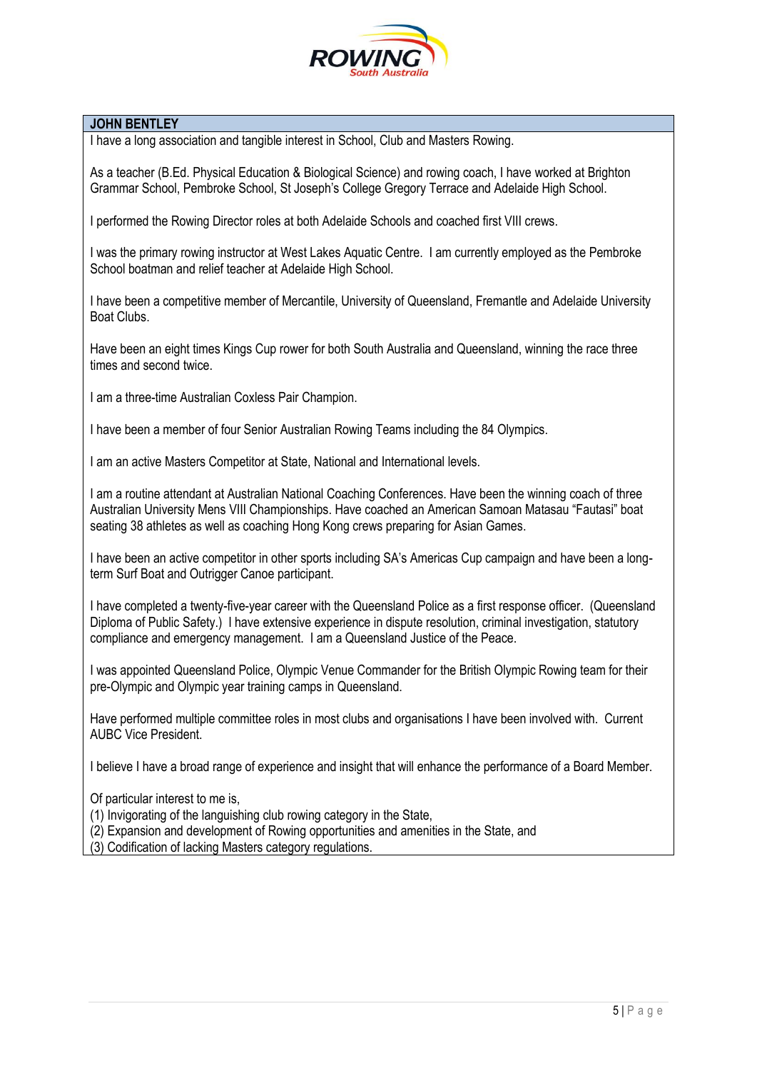## JOHN BENTLEY

I have a long association and tangible interest in School, Club and Masters Rowing.

As a teacher (B.Ed. Physical Education & Biological Science) and rowing coach, I have worked at Brighton Grammar School, Pembroke School, St Joseph's College Gregory Terrace and Adelaide High School.

I performed the Rowing Director roles at both Adelaide Schools and coached first VIII crews.

I was the primary rowing instructor at West Lakes Aquatic Centre. I am currently employed as the Pembroke School boatman and relief teacher at Adelaide High School.

I have been a competitive member of Mercantile, University of Queensland, Fremantle and Adelaide University Boat Clubs.

Have been an eight times Kings Cup rower for both South Australia and Queensland, winning the race three times and second twice.

I am a three-time Australian Coxless Pair Champion.

I have been a member of four Senior Australian Rowing Teams including the 84 Olympics.

I am an active Masters Competitor at State, National and International levels.

I am a routine attendant at Australian National Coaching Conferences. Have been the winning coach of three Australian University Mens VIII Championships. Have coached an American Samoan Matasau "Fautasi" boat seating 38 athletes as well as coaching Hong Kong crews preparing for Asian Games.

I have been an active competitor in other sports including SA's Americas Cup campaign and have been a long-term Surf Boat and Outrigger Canoe participant.

I have completed a twenty-five-year career with the Queensland Police as a first response officer. (Queensland Diploma of Public Safety.) I have extensive experience in dispute resolution, criminal investigation, statutory compliance and emergency management. I am a Queensland Justice of the Peace.

I was appointed Queensland Police, Olympic Venue Commander for the British Olympic Rowing team for their pre-Olympic and Olympic year training camps in Queensland.

Have performed multiple committee roles in most clubs and organisations I have been involved with. Current AUBC Vice President.

I believe I have a broad range of experience and insight that will enhance the performance of a Board Member.

Of particular interest to me is,
(1) Invigorating of the languishing club rowing category in the State,
(2) Expansion and development of Rowing opportunities and amenities in the State, and
(3) Codification of lacking Masters category regulations.